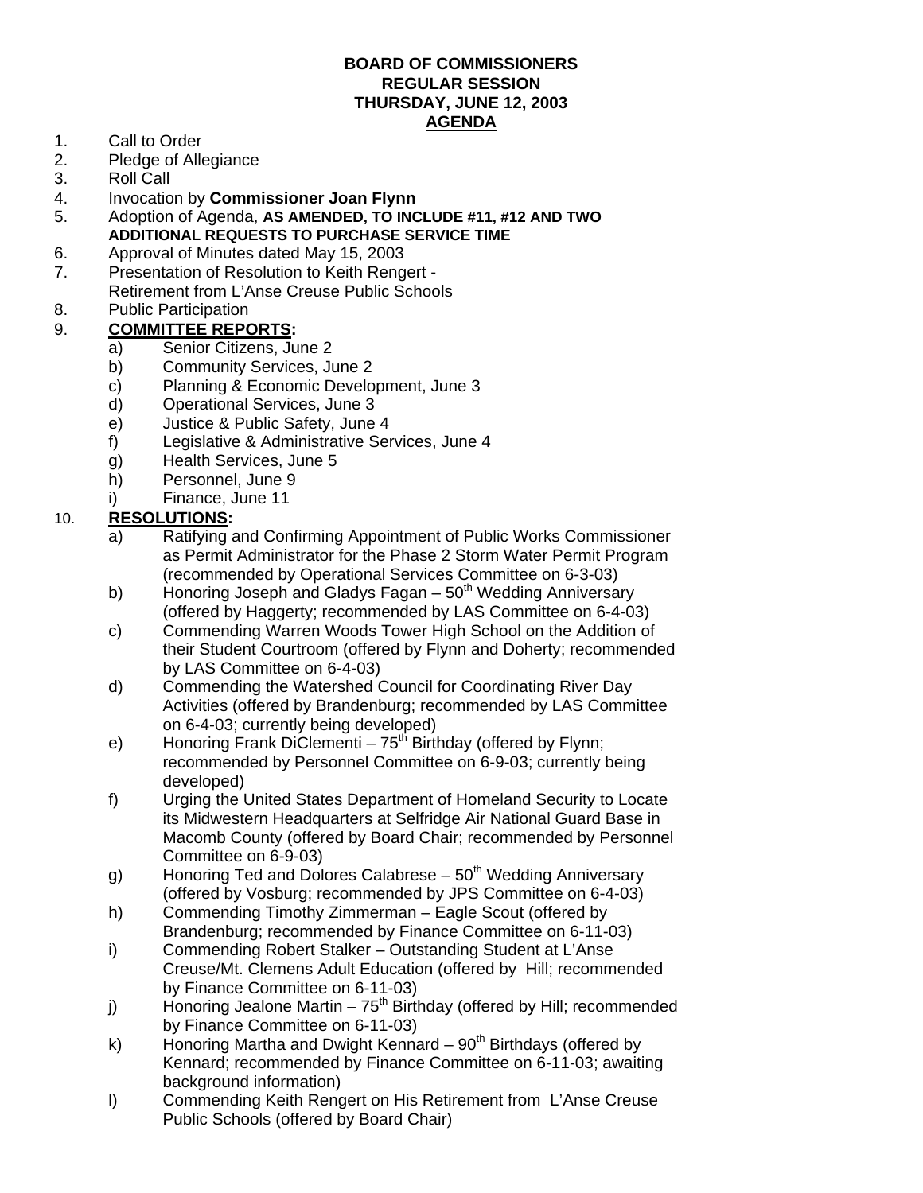**BOARD OF COMMISSIONERS**
**REGULAR SESSION**
**THURSDAY, JUNE 12, 2003**
**AGENDA**

1. Call to Order
2. Pledge of Allegiance
3. Roll Call
4. Invocation by **Commissioner Joan Flynn**
5. Adoption of Agenda, **AS AMENDED, TO INCLUDE #11, #12 AND TWO ADDITIONAL REQUESTS TO PURCHASE SERVICE TIME**
6. Approval of Minutes dated May 15, 2003
7. Presentation of Resolution to Keith Rengert - Retirement from L'Anse Creuse Public Schools
8. Public Participation
9. **COMMITTEE REPORTS:**
   a) Senior Citizens, June 2
   b) Community Services, June 2
   c) Planning & Economic Development, June 3
   d) Operational Services, June 3
   e) Justice & Public Safety, June 4
   f) Legislative & Administrative Services, June 4
   g) Health Services, June 5
   h) Personnel, June 9
   i) Finance, June 11
10. **RESOLUTIONS:**
    a) Ratifying and Confirming Appointment of Public Works Commissioner as Permit Administrator for the Phase 2 Storm Water Permit Program (recommended by Operational Services Committee on 6-3-03)
    b) Honoring Joseph and Gladys Fagan – 50th Wedding Anniversary (offered by Haggerty; recommended by LAS Committee on 6-4-03)
    c) Commending Warren Woods Tower High School on the Addition of their Student Courtroom (offered by Flynn and Doherty; recommended by LAS Committee on 6-4-03)
    d) Commending the Watershed Council for Coordinating River Day Activities (offered by Brandenburg; recommended by LAS Committee on 6-4-03; currently being developed)
    e) Honoring Frank DiClementi – 75th Birthday (offered by Flynn; recommended by Personnel Committee on 6-9-03; currently being developed)
    f) Urging the United States Department of Homeland Security to Locate its Midwestern Headquarters at Selfridge Air National Guard Base in Macomb County (offered by Board Chair; recommended by Personnel Committee on 6-9-03)
    g) Honoring Ted and Dolores Calabrese – 50th Wedding Anniversary (offered by Vosburg; recommended by JPS Committee on 6-4-03)
    h) Commending Timothy Zimmerman – Eagle Scout (offered by Brandenburg; recommended by Finance Committee on 6-11-03)
    i) Commending Robert Stalker – Outstanding Student at L'Anse Creuse/Mt. Clemens Adult Education (offered by Hill; recommended by Finance Committee on 6-11-03)
    j) Honoring Jealone Martin – 75th Birthday (offered by Hill; recommended by Finance Committee on 6-11-03)
    k) Honoring Martha and Dwight Kennard – 90th Birthdays (offered by Kennard; recommended by Finance Committee on 6-11-03; awaiting background information)
    l) Commending Keith Rengert on His Retirement from L'Anse Creuse Public Schools (offered by Board Chair)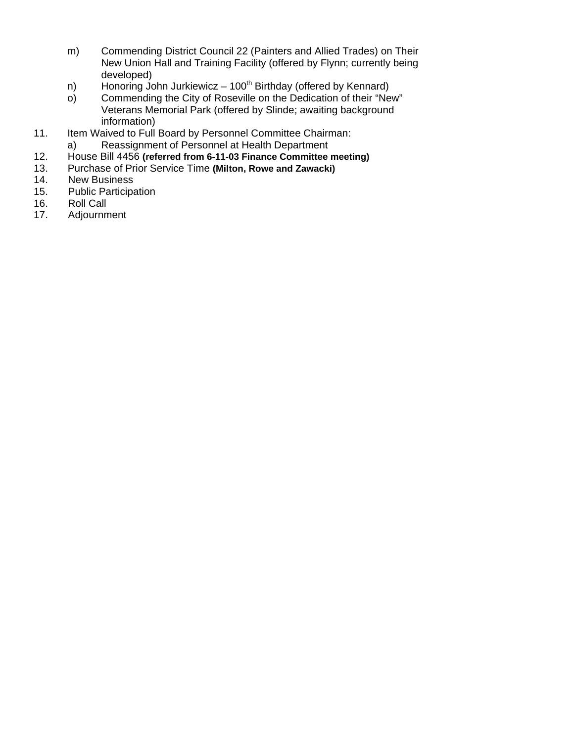m) Commending District Council 22 (Painters and Allied Trades) on Their New Union Hall and Training Facility (offered by Flynn; currently being developed)
   n) Honoring John Jurkiewicz – 100th Birthday (offered by Kennard)
   o) Commending the City of Roseville on the Dedication of their "New" Veterans Memorial Park (offered by Slinde; awaiting background information)

11. Item Waived to Full Board by Personnel Committee Chairman:
    a) Reassignment of Personnel at Health Department
12. House Bill 4456 **(referred from 6-11-03 Finance Committee meeting)**
13. Purchase of Prior Service Time **(Milton, Rowe and Zawacki)**
14. New Business
15. Public Participation
16. Roll Call
17. Adjournment